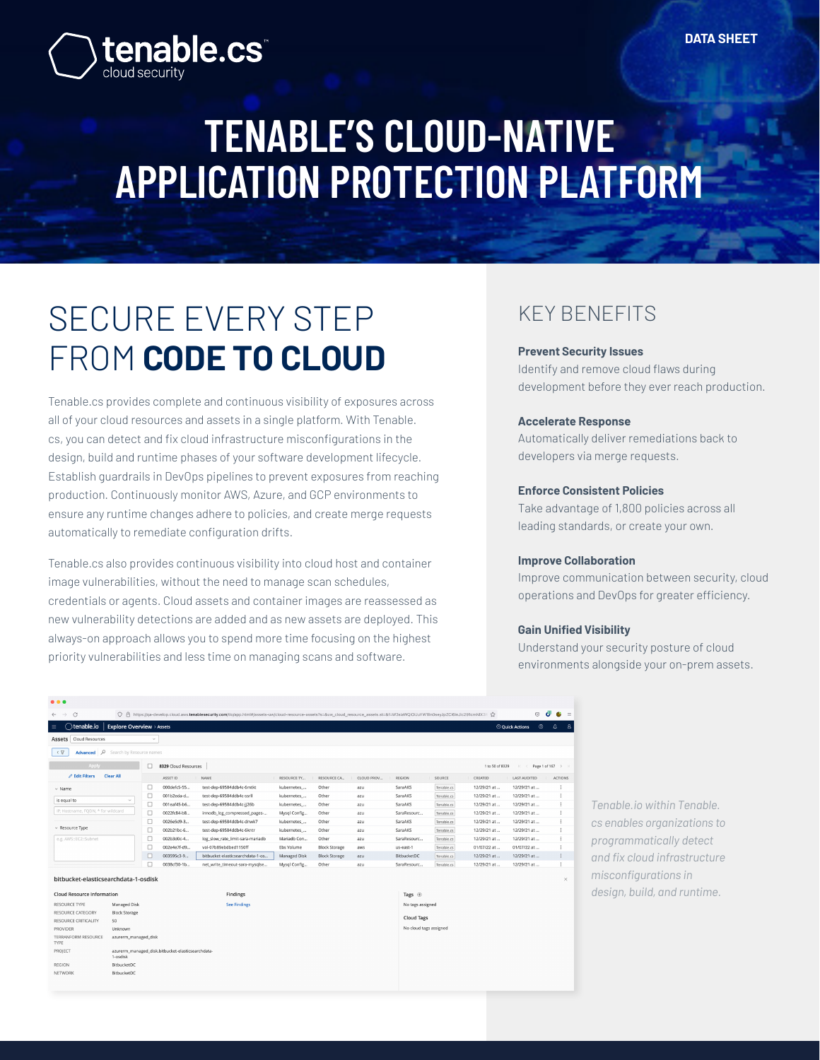tenable.cs cloud security

DATA SHEET

# TENABLE'S CLOUD-NATIVE APPLICATION PROTECTION PLATFORM

## SECURE EVERY STEP FROM **CODE TO CLOUD**

Tenable.cs provides complete and continuous visibility of exposures across all of your cloud resources and assets in a single platform. With Tenable.cs, you can detect and fix cloud infrastructure misconfigurations in the design, build and runtime phases of your software development lifecycle. Establish guardrails in DevOps pipelines to prevent exposures from reaching production. Continuously monitor AWS, Azure, and GCP environments to ensure any runtime changes adhere to policies, and create merge requests automatically to remediate configuration drifts.

Tenable.cs also provides continuous visibility into cloud host and container image vulnerabilities, without the need to manage scan schedules, credentials or agents. Cloud assets and container images are reassessed as new vulnerability detections are added and as new assets are deployed. This always-on approach allows you to spend more time focusing on the highest priority vulnerabilities and less time on managing scans and software.

## KEY BENEFITS

**Prevent Security Issues**
Identify and remove cloud flaws during development before they ever reach production.

**Accelerate Response**
Automatically deliver remediations back to developers via merge requests.

**Enforce Consistent Policies**
Take advantage of 1,800 policies across all leading standards, or create your own.

**Improve Collaboration**
Improve communication between security, cloud operations and DevOps for greater efficiency.

**Gain Unified Visibility**
Understand your security posture of cloud environments alongside your on-prem assets.

*Tenable.io within Tenable.cs enables organizations to programmatically detect and fix cloud infrastructure misconfigurations in design, build, and runtime.*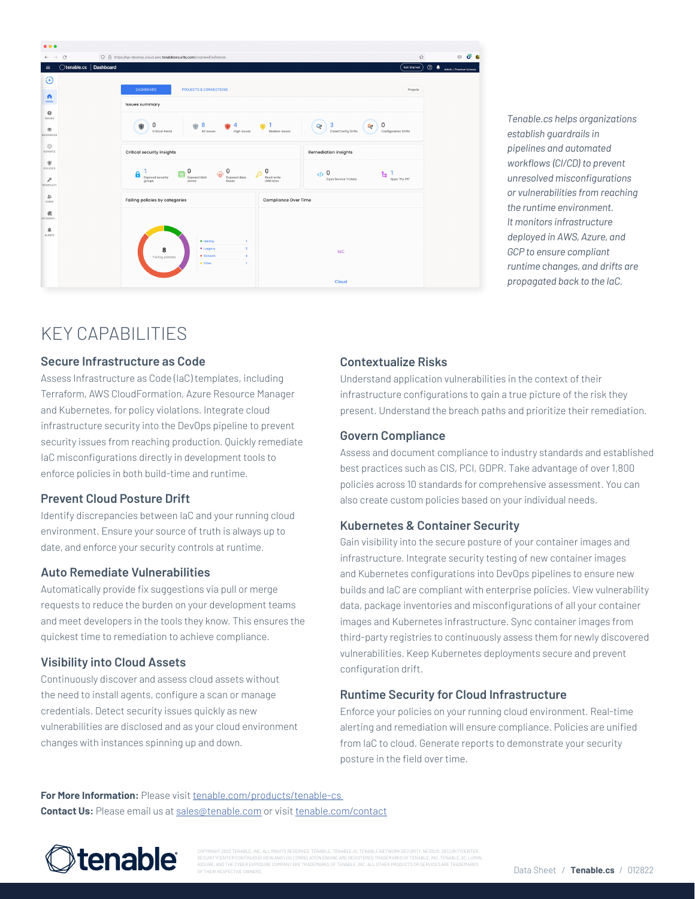*Tenable.cs helps organizations establish guardrails in pipelines and automated workflows (CI/CD) to prevent unresolved misconfigurations or vulnerabilities from reaching the runtime environment. It monitors infrastructure deployed in AWS, Azure, and GCP to ensure compliant runtime changes, and drifts are propagated back to the IaC.*

# KEY CAPABILITIES

### Secure Infrastructure as Code

Assess Infrastructure as Code (IaC) templates, including Terraform, AWS CloudFormation, Azure Resource Manager and Kubernetes, for policy violations. Integrate cloud infrastructure security into the DevOps pipeline to prevent security issues from reaching production. Quickly remediate IaC misconfigurations directly in development tools to enforce policies in both build-time and runtime.

### Prevent Cloud Posture Drift

Identify discrepancies between IaC and your running cloud environment. Ensure your source of truth is always up to date, and enforce your security controls at runtime.

### Auto Remediate Vulnerabilities

Automatically provide fix suggestions via pull or merge requests to reduce the burden on your development teams and meet developers in the tools they know. This ensures the quickest time to remediation to achieve compliance.

### Visibility into Cloud Assets

Continuously discover and assess cloud assets without the need to install agents, configure a scan or manage credentials. Detect security issues quickly as new vulnerabilities are disclosed and as your cloud environment changes with instances spinning up and down.

### Contextualize Risks

Understand application vulnerabilities in the context of their infrastructure configurations to gain a true picture of the risk they present. Understand the breach paths and prioritize their remediation.

### Govern Compliance

Assess and document compliance to industry standards and established best practices such as CIS, PCI, GDPR. Take advantage of over 1,800 policies across 10 standards for comprehensive assessment. You can also create custom policies based on your individual needs.

### Kubernetes & Container Security

Gain visibility into the secure posture of your container images and infrastructure. Integrate security testing of new container images and Kubernetes configurations into DevOps pipelines to ensure new builds and IaC are compliant with enterprise policies. View vulnerability data, package inventories and misconfigurations of all your container images and Kubernetes infrastructure. Sync container images from third-party registries to continuously assess them for newly discovered vulnerabilities. Keep Kubernetes deployments secure and prevent configuration drift.

### Runtime Security for Cloud Infrastructure

Enforce your policies on your running cloud environment. Real-time alerting and remediation will ensure compliance. Policies are unified from IaC to cloud. Generate reports to demonstrate your security posture in the field over time.

**For More Information:** Please visit tenable.com/products/tenable-cs

**Contact Us:** Please email us at sales@tenable.com or visit tenable.com/contact

COPYRIGHT 2022 TENABLE, INC. ALL RIGHTS RESERVED. TENABLE, TENABLE.IO, TENABLE NETWORK SECURITY, NESSUS, SECURITYCENTER, SECURITYCENTER CONTINUOUS VIEW AND LOG CORRELATION ENGINE ARE REGISTERED TRADEMARKS OF TENABLE, INC. TENABLE.SC, LUMIN, ASSURE, AND THE CYBER EXPOSURE COMPANY ARE TRADEMARKS OF TENABLE, INC. ALL OTHER PRODUCTS OR SERVICES ARE TRADEMARKS OF THEIR RESPECTIVE OWNERS.

Data Sheet / **Tenable.cs** / 012822